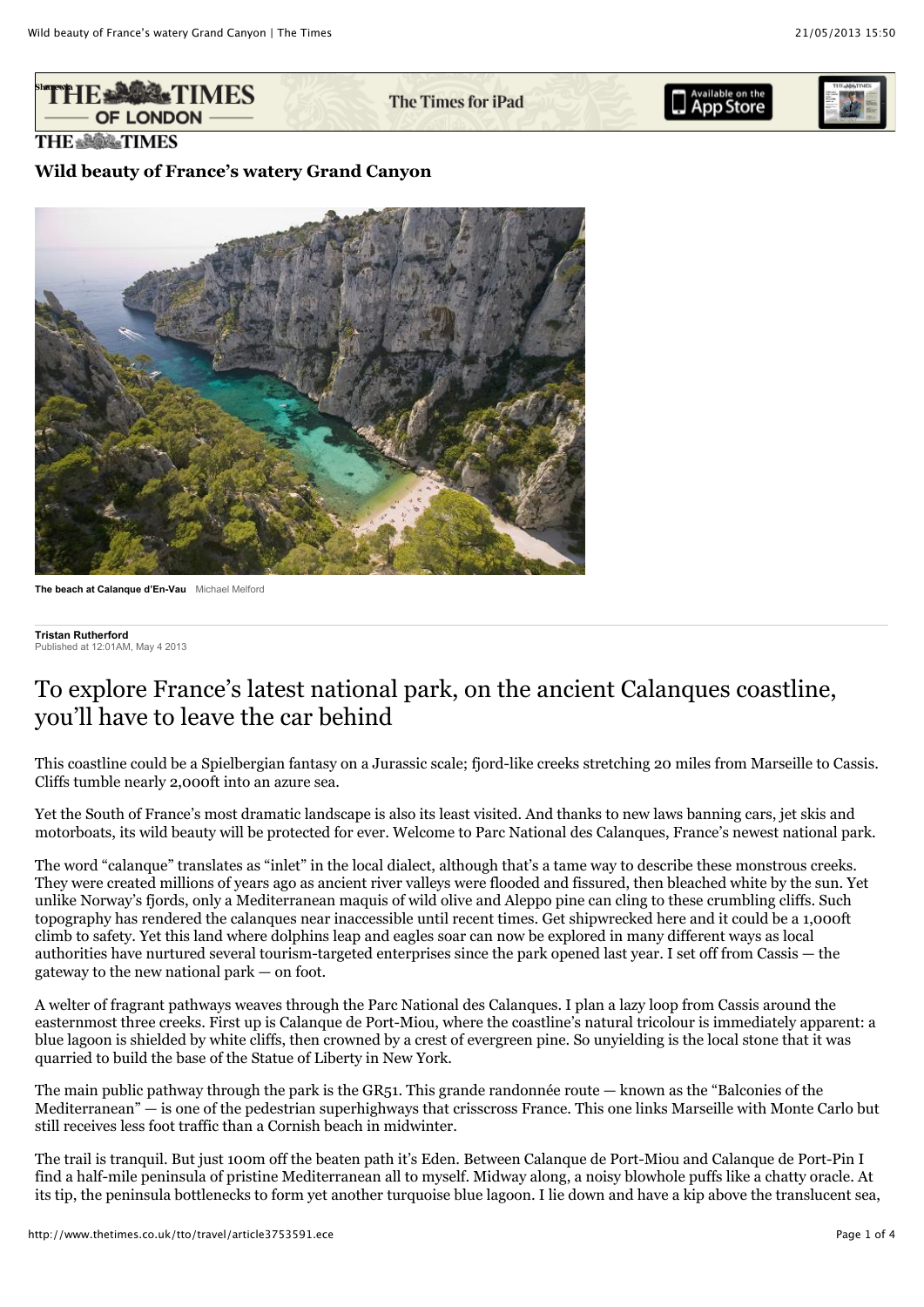# Wild beauty of France's watery Grand Canyon

The beach at Calanque d'En-Vau   Michael Melford

**Tristan Rutherford**
Published at 12:01AM, May 4 2013

## To explore France's latest national park, on the ancient Calanques coastline, you'll have to leave the car behind

This coastline could be a Spielbergian fantasy on a Jurassic scale; fjord-like creeks stretching 20 miles from Marseille to Cassis. Cliffs tumble nearly 2,000ft into an azure sea.

Yet the South of France's most dramatic landscape is also its least visited. And thanks to new laws banning cars, jet skis and motorboats, its wild beauty will be protected for ever. Welcome to Parc National des Calanques, France's newest national park.

The word "calanque" translates as "inlet" in the local dialect, although that's a tame way to describe these monstrous creeks. They were created millions of years ago as ancient river valleys were flooded and fissured, then bleached white by the sun. Yet unlike Norway's fjords, only a Mediterranean maquis of wild olive and Aleppo pine can cling to these crumbling cliffs. Such topography has rendered the calanques near inaccessible until recent times. Get shipwrecked here and it could be a 1,000ft climb to safety. Yet this land where dolphins leap and eagles soar can now be explored in many different ways as local authorities have nurtured several tourism-targeted enterprises since the park opened last year. I set off from Cassis — the gateway to the new national park — on foot.

A welter of fragrant pathways weaves through the Parc National des Calanques. I plan a lazy loop from Cassis around the easternmost three creeks. First up is Calanque de Port-Miou, where the coastline's natural tricolour is immediately apparent: a blue lagoon is shielded by white cliffs, then crowned by a crest of evergreen pine. So unyielding is the local stone that it was quarried to build the base of the Statue of Liberty in New York.

The main public pathway through the park is the GR51. This grande randonnée route — known as the "Balconies of the Mediterranean" — is one of the pedestrian superhighways that crisscross France. This one links Marseille with Monte Carlo but still receives less foot traffic than a Cornish beach in midwinter.

The trail is tranquil. But just 100m off the beaten path it's Eden. Between Calanque de Port-Miou and Calanque de Port-Pin I find a half-mile peninsula of pristine Mediterranean all to myself. Midway along, a noisy blowhole puffs like a chatty oracle. At its tip, the peninsula bottlenecks to form yet another turquoise blue lagoon. I lie down and have a kip above the translucent sea,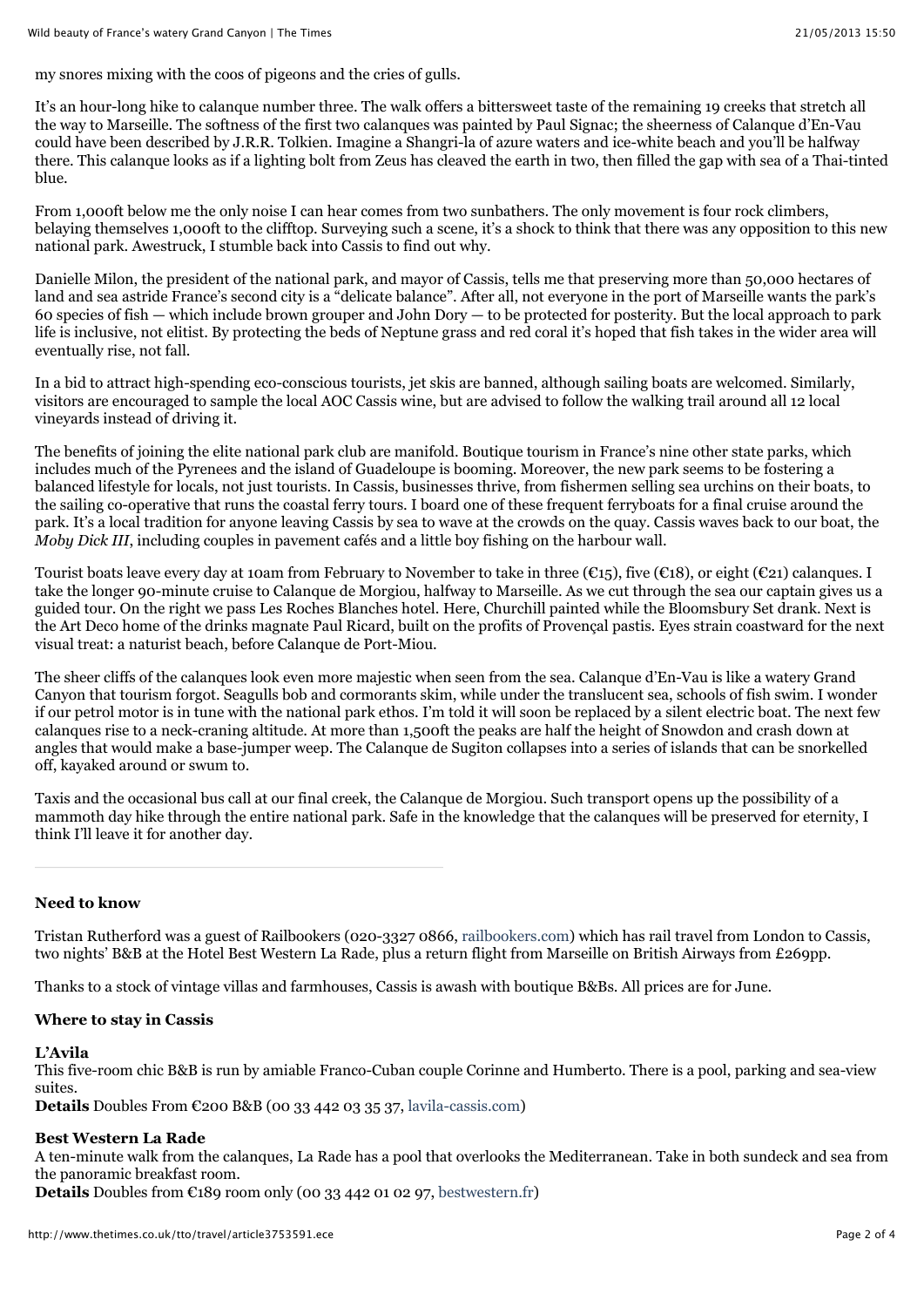my snores mixing with the coos of pigeons and the cries of gulls.

It's an hour-long hike to calanque number three. The walk offers a bittersweet taste of the remaining 19 creeks that stretch all the way to Marseille. The softness of the first two calanques was painted by Paul Signac; the sheerness of Calanque d'En-Vau could have been described by J.R.R. Tolkien. Imagine a Shangri-la of azure waters and ice-white beach and you'll be halfway there. This calanque looks as if a lighting bolt from Zeus has cleaved the earth in two, then filled the gap with sea of a Thai-tinted blue.

From 1,000ft below me the only noise I can hear comes from two sunbathers. The only movement is four rock climbers, belaying themselves 1,000ft to the clifftop. Surveying such a scene, it's a shock to think that there was any opposition to this new national park. Awestruck, I stumble back into Cassis to find out why.

Danielle Milon, the president of the national park, and mayor of Cassis, tells me that preserving more than 50,000 hectares of land and sea astride France's second city is a "delicate balance". After all, not everyone in the port of Marseille wants the park's 60 species of fish — which include brown grouper and John Dory — to be protected for posterity. But the local approach to park life is inclusive, not elitist. By protecting the beds of Neptune grass and red coral it's hoped that fish takes in the wider area will eventually rise, not fall.

In a bid to attract high-spending eco-conscious tourists, jet skis are banned, although sailing boats are welcomed. Similarly, visitors are encouraged to sample the local AOC Cassis wine, but are advised to follow the walking trail around all 12 local vineyards instead of driving it.

The benefits of joining the elite national park club are manifold. Boutique tourism in France's nine other state parks, which includes much of the Pyrenees and the island of Guadeloupe is booming. Moreover, the new park seems to be fostering a balanced lifestyle for locals, not just tourists. In Cassis, businesses thrive, from fishermen selling sea urchins on their boats, to the sailing co-operative that runs the coastal ferry tours. I board one of these frequent ferryboats for a final cruise around the park. It's a local tradition for anyone leaving Cassis by sea to wave at the crowds on the quay. Cassis waves back to our boat, the *Moby Dick III*, including couples in pavement cafés and a little boy fishing on the harbour wall.

Tourist boats leave every day at 10am from February to November to take in three (€15), five (€18), or eight (€21) calanques. I take the longer 90-minute cruise to Calanque de Morgiou, halfway to Marseille. As we cut through the sea our captain gives us a guided tour. On the right we pass Les Roches Blanches hotel. Here, Churchill painted while the Bloomsbury Set drank. Next is the Art Deco home of the drinks magnate Paul Ricard, built on the profits of Provençal pastis. Eyes strain coastward for the next visual treat: a naturist beach, before Calanque de Port-Miou.

The sheer cliffs of the calanques look even more majestic when seen from the sea. Calanque d'En-Vau is like a watery Grand Canyon that tourism forgot. Seagulls bob and cormorants skim, while under the translucent sea, schools of fish swim. I wonder if our petrol motor is in tune with the national park ethos. I'm told it will soon be replaced by a silent electric boat. The next few calanques rise to a neck-craning altitude. At more than 1,500ft the peaks are half the height of Snowdon and crash down at angles that would make a base-jumper weep. The Calanque de Sugiton collapses into a series of islands that can be snorkelled off, kayaked around or swum to.

Taxis and the occasional bus call at our final creek, the Calanque de Morgiou. Such transport opens up the possibility of a mammoth day hike through the entire national park. Safe in the knowledge that the calanques will be preserved for eternity, I think I'll leave it for another day.

---

### Need to know

Tristan Rutherford was a guest of Railbookers (020-3327 0866, railbookers.com) which has rail travel from London to Cassis, two nights' B&B at the Hotel Best Western La Rade, plus a return flight from Marseille on British Airways from £269pp.

Thanks to a stock of vintage villas and farmhouses, Cassis is awash with boutique B&Bs. All prices are for June.

### Where to stay in Cassis

**L'Avila**
This five-room chic B&B is run by amiable Franco-Cuban couple Corinne and Humberto. There is a pool, parking and sea-view suites.
**Details** Doubles From €200 B&B (00 33 442 03 35 37, lavila-cassis.com)

**Best Western La Rade**
A ten-minute walk from the calanques, La Rade has a pool that overlooks the Mediterranean. Take in both sundeck and sea from the panoramic breakfast room.
**Details** Doubles from €189 room only (00 33 442 01 02 97, bestwestern.fr)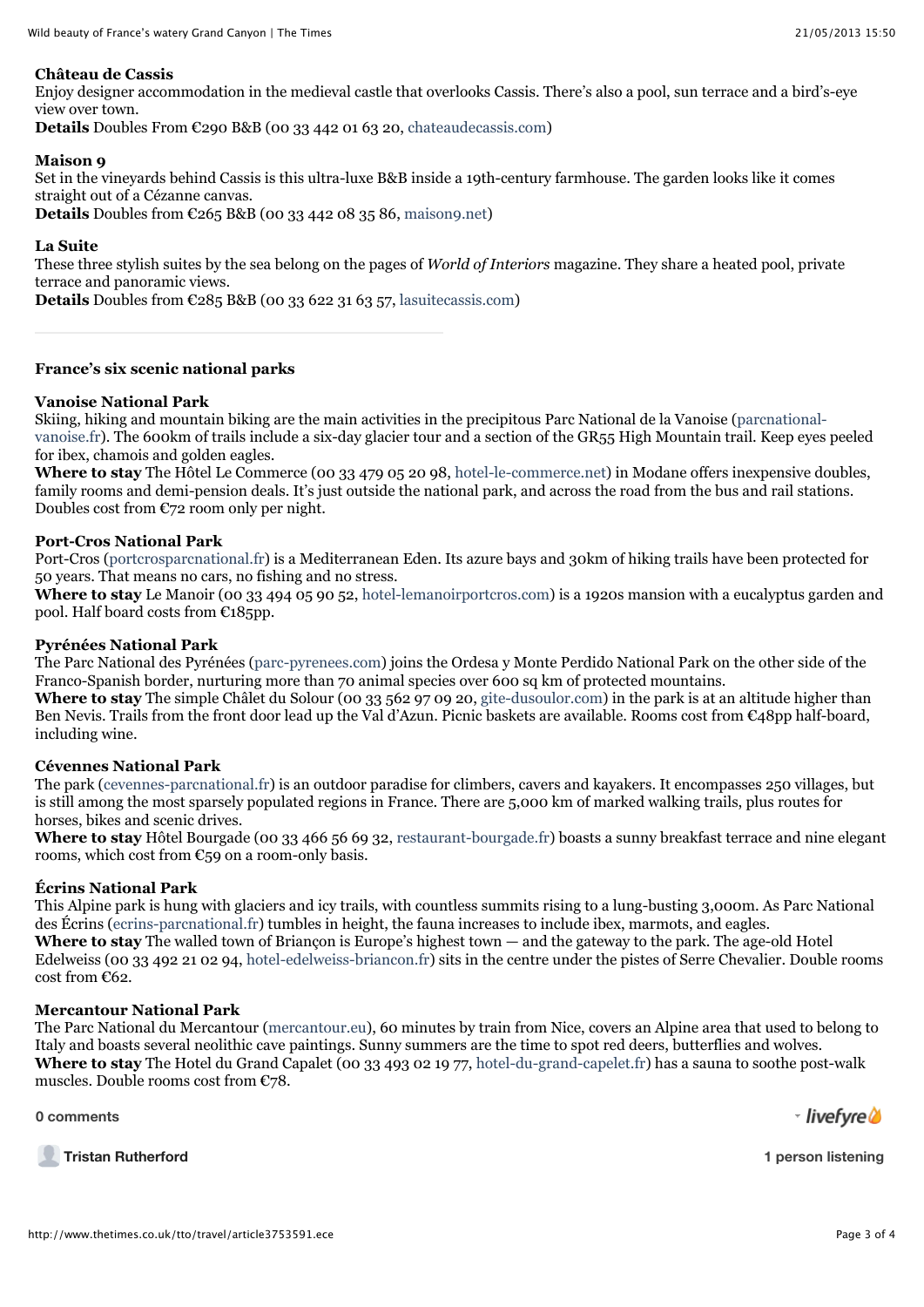**Château de Cassis**
Enjoy designer accommodation in the medieval castle that overlooks Cassis. There's also a pool, sun terrace and a bird's-eye view over town.
**Details** Doubles From €290 B&B (00 33 442 01 63 20, chateaudecassis.com)

**Maison 9**
Set in the vineyards behind Cassis is this ultra-luxe B&B inside a 19th-century farmhouse. The garden looks like it comes straight out of a Cézanne canvas.
**Details** Doubles from €265 B&B (00 33 442 08 35 86, maison9.net)

**La Suite**
These three stylish suites by the sea belong on the pages of *World of Interiors* magazine. They share a heated pool, private terrace and panoramic views.
**Details** Doubles from €285 B&B (00 33 622 31 63 57, lasuitecassis.com)

---

## France's six scenic national parks

**Vanoise National Park**
Skiing, hiking and mountain biking are the main activities in the precipitous Parc National de la Vanoise (parcnational-vanoise.fr). The 600km of trails include a six-day glacier tour and a section of the GR55 High Mountain trail. Keep eyes peeled for ibex, chamois and golden eagles.
**Where to stay** The Hôtel Le Commerce (00 33 479 05 20 98, hotel-le-commerce.net) in Modane offers inexpensive doubles, family rooms and demi-pension deals. It's just outside the national park, and across the road from the bus and rail stations. Doubles cost from €72 room only per night.

**Port-Cros National Park**
Port-Cros (portcrosparcnational.fr) is a Mediterranean Eden. Its azure bays and 30km of hiking trails have been protected for 50 years. That means no cars, no fishing and no stress.
**Where to stay** Le Manoir (00 33 494 05 90 52, hotel-lemanoirportcros.com) is a 1920s mansion with a eucalyptus garden and pool. Half board costs from €185pp.

**Pyrénées National Park**
The Parc National des Pyrénées (parc-pyrenees.com) joins the Ordesa y Monte Perdido National Park on the other side of the Franco-Spanish border, nurturing more than 70 animal species over 600 sq km of protected mountains.
**Where to stay** The simple Châlet du Solour (00 33 562 97 09 20, gite-dusoulor.com) in the park is at an altitude higher than Ben Nevis. Trails from the front door lead up the Val d'Azun. Picnic baskets are available. Rooms cost from €48pp half-board, including wine.

**Cévennes National Park**
The park (cevennes-parcnational.fr) is an outdoor paradise for climbers, cavers and kayakers. It encompasses 250 villages, but is still among the most sparsely populated regions in France. There are 5,000 km of marked walking trails, plus routes for horses, bikes and scenic drives.
**Where to stay** Hôtel Bourgade (00 33 466 56 69 32, restaurant-bourgade.fr) boasts a sunny breakfast terrace and nine elegant rooms, which cost from €59 on a room-only basis.

**Écrins National Park**
This Alpine park is hung with glaciers and icy trails, with countless summits rising to a lung-busting 3,000m. As Parc National des Écrins (ecrins-parcnational.fr) tumbles in height, the fauna increases to include ibex, marmots, and eagles.
**Where to stay** The walled town of Briançon is Europe's highest town — and the gateway to the park. The age-old Hotel Edelweiss (00 33 492 21 02 94, hotel-edelweiss-briancon.fr) sits in the centre under the pistes of Serre Chevalier. Double rooms cost from €62.

**Mercantour National Park**
The Parc National du Mercantour (mercantour.eu), 60 minutes by train from Nice, covers an Alpine area that used to belong to Italy and boasts several neolithic cave paintings. Sunny summers are the time to spot red deers, butterflies and wolves.
**Where to stay** The Hotel du Grand Capalet (00 33 493 02 19 77, hotel-du-grand-capelet.fr) has a sauna to soothe post-walk muscles. Double rooms cost from €78.

0 comments

Tristan Rutherford

1 person listening